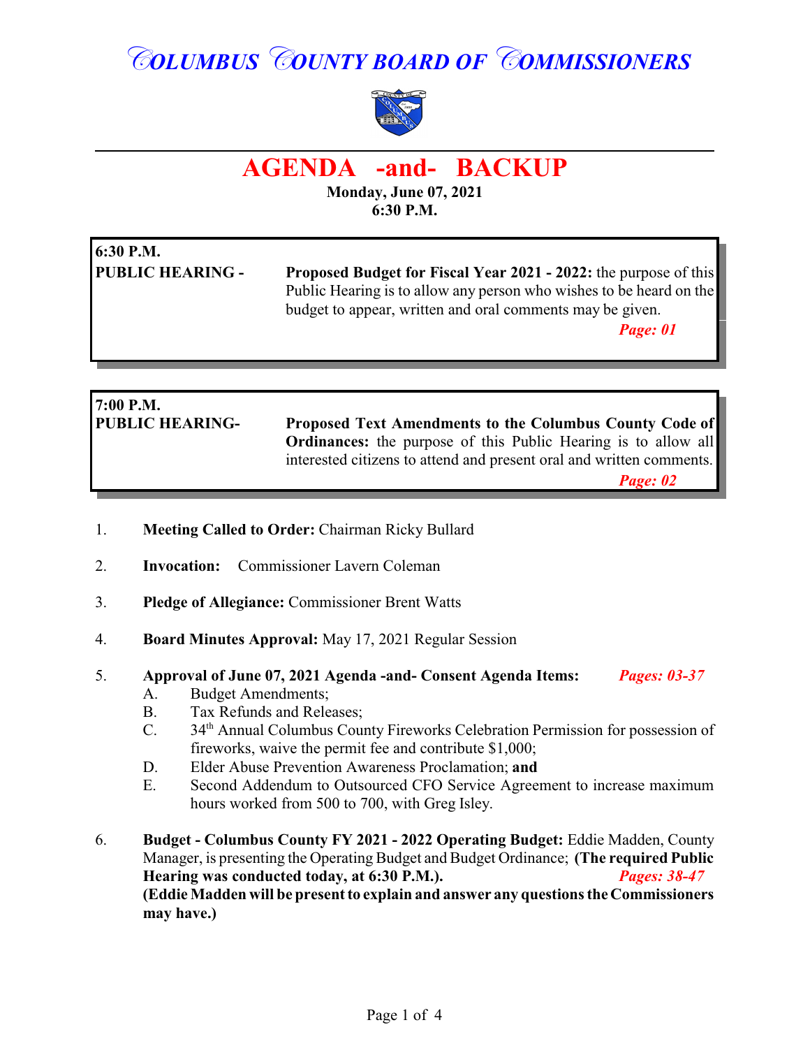# COLUMBUS COUNTY BOARD OF COMMISSIONERS

## AGENDA -and- BACKUP

**Monday, June 07, 2021**
**6:30 P.M.**

**6:30 P.M.**
**PUBLIC HEARING -** **Proposed Budget for Fiscal Year 2021 - 2022:** the purpose of this Public Hearing is to allow any person who wishes to be heard on the budget to appear, written and oral comments may be given.
***Page: 01***

**7:00 P.M.**
**PUBLIC HEARING-** **Proposed Text Amendments to the Columbus County Code of Ordinances:** the purpose of this Public Hearing is to allow all interested citizens to attend and present oral and written comments.
***Page: 02***

1. **Meeting Called to Order:** Chairman Ricky Bullard

2. **Invocation:** Commissioner Lavern Coleman

3. **Pledge of Allegiance:** Commissioner Brent Watts

4. **Board Minutes Approval:** May 17, 2021 Regular Session

5. **Approval of June 07, 2021 Agenda -and- Consent Agenda Items:** ***Pages: 03-37***
   - A. Budget Amendments;
   - B. Tax Refunds and Releases;
   - C. 34th Annual Columbus County Fireworks Celebration Permission for possession of fireworks, waive the permit fee and contribute $1,000;
   - D. Elder Abuse Prevention Awareness Proclamation; **and**
   - E. Second Addendum to Outsourced CFO Service Agreement to increase maximum hours worked from 500 to 700, with Greg Isley.

6. **Budget - Columbus County FY 2021 - 2022 Operating Budget:** Eddie Madden, County Manager, is presenting the Operating Budget and Budget Ordinance; **(The required Public Hearing was conducted today, at 6:30 P.M.).** ***Pages: 38-47***
   **(Eddie Madden will be present to explain and answer any questions the Commissioners may have.)**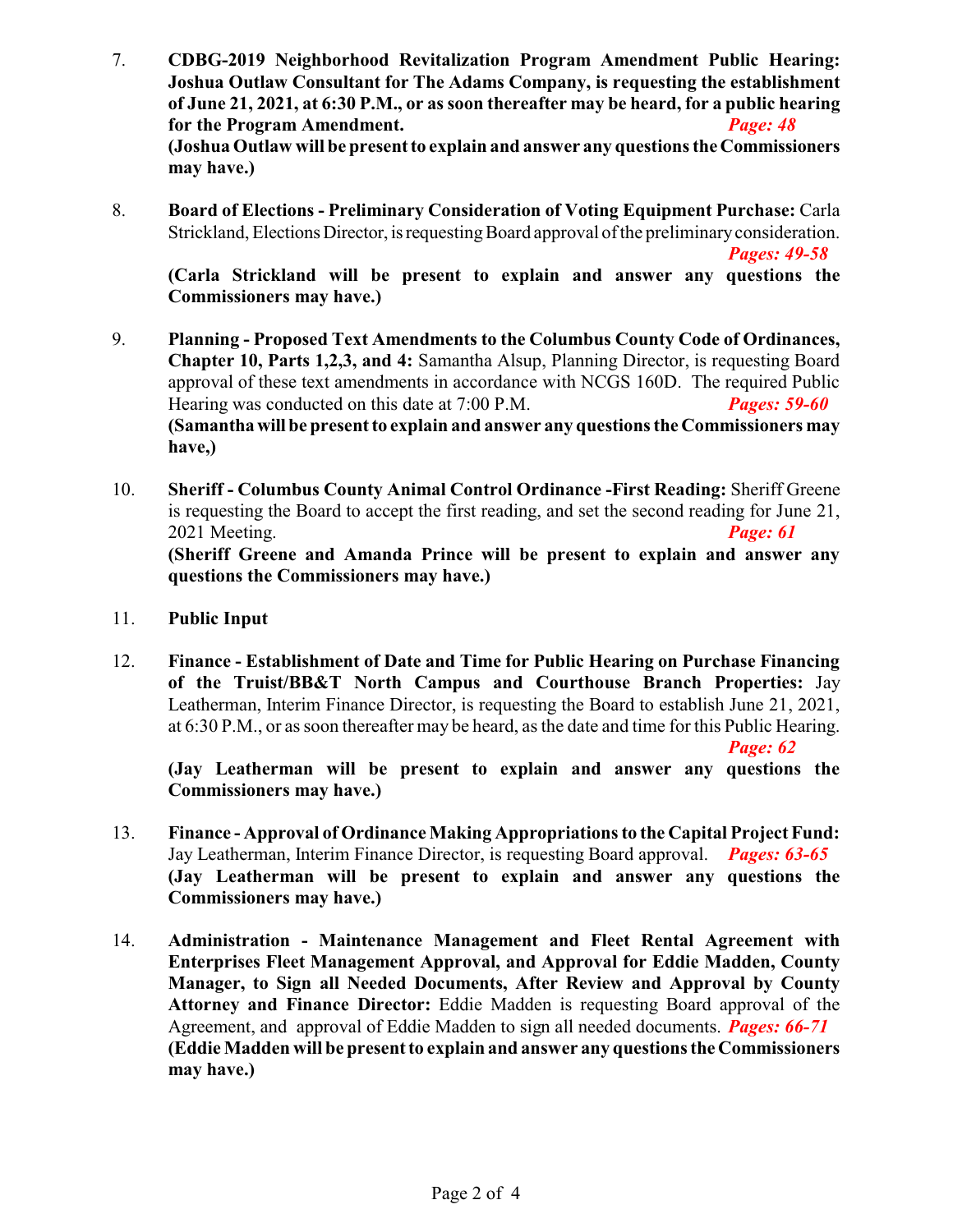7. **CDBG-2019 Neighborhood Revitalization Program Amendment Public Hearing: Joshua Outlaw Consultant for The Adams Company, is requesting the establishment of June 21, 2021, at 6:30 P.M., or as soon thereafter may be heard, for a public hearing for the Program Amendment.** ***Page: 48***
   **(Joshua Outlaw will be present to explain and answer any questions the Commissioners may have.)**

8. **Board of Elections - Preliminary Consideration of Voting Equipment Purchase:** Carla Strickland, Elections Director, is requesting Board approval of the preliminary consideration. ***Pages: 49-58***
   **(Carla Strickland will be present to explain and answer any questions the Commissioners may have.)**

9. **Planning - Proposed Text Amendments to the Columbus County Code of Ordinances, Chapter 10, Parts 1,2,3, and 4:** Samantha Alsup, Planning Director, is requesting Board approval of these text amendments in accordance with NCGS 160D. The required Public Hearing was conducted on this date at 7:00 P.M. ***Pages: 59-60***
   **(Samantha will be present to explain and answer any questions the Commissioners may have,)**

10. **Sheriff - Columbus County Animal Control Ordinance -First Reading:** Sheriff Greene is requesting the Board to accept the first reading, and set the second reading for June 21, 2021 Meeting. ***Page: 61***
    **(Sheriff Greene and Amanda Prince will be present to explain and answer any questions the Commissioners may have.)**

11. **Public Input**

12. **Finance - Establishment of Date and Time for Public Hearing on Purchase Financing of the Truist/BB&T North Campus and Courthouse Branch Properties:** Jay Leatherman, Interim Finance Director, is requesting the Board to establish June 21, 2021, at 6:30 P.M., or as soon thereafter may be heard, as the date and time for this Public Hearing. ***Page: 62***
    **(Jay Leatherman will be present to explain and answer any questions the Commissioners may have.)**

13. **Finance - Approval of Ordinance Making Appropriations to the Capital Project Fund:** Jay Leatherman, Interim Finance Director, is requesting Board approval. ***Pages: 63-65***
    **(Jay Leatherman will be present to explain and answer any questions the Commissioners may have.)**

14. **Administration - Maintenance Management and Fleet Rental Agreement with Enterprises Fleet Management Approval, and Approval for Eddie Madden, County Manager, to Sign all Needed Documents, After Review and Approval by County Attorney and Finance Director:** Eddie Madden is requesting Board approval of the Agreement, and approval of Eddie Madden to sign all needed documents. ***Pages: 66-71***
    **(Eddie Madden will be present to explain and answer any questions the Commissioners may have.)**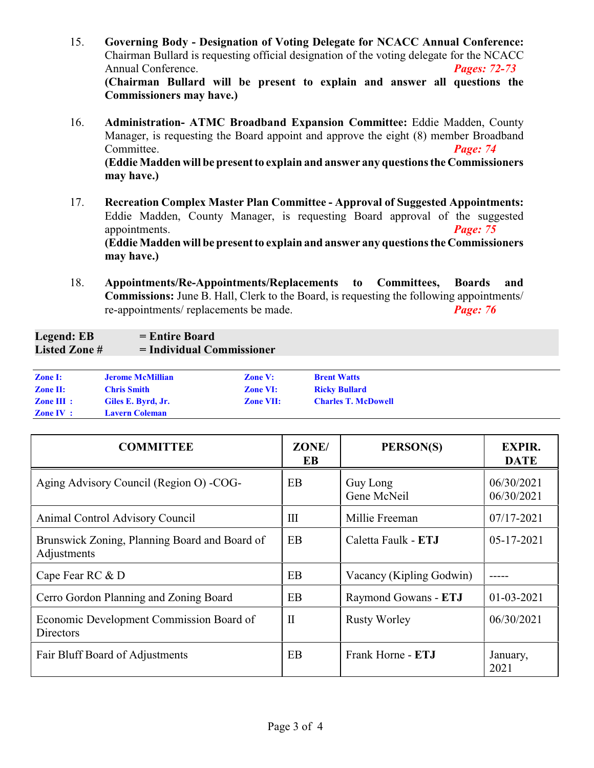15. **Governing Body - Designation of Voting Delegate for NCACC Annual Conference:** Chairman Bullard is requesting official designation of the voting delegate for the NCACC Annual Conference. ***Pages: 72-73***
    **(Chairman Bullard will be present to explain and answer all questions the Commissioners may have.)**

16. **Administration- ATMC Broadband Expansion Committee:** Eddie Madden, County Manager, is requesting the Board appoint and approve the eight (8) member Broadband Committee. ***Page: 74***
    **(Eddie Madden will be present to explain and answer any questions the Commissioners may have.)**

17. **Recreation Complex Master Plan Committee - Approval of Suggested Appointments:** Eddie Madden, County Manager, is requesting Board approval of the suggested appointments. ***Page: 75***
    **(Eddie Madden will be present to explain and answer any questions the Commissioners may have.)**

18. **Appointments/Re-Appointments/Replacements to Committees, Boards and Commissions:** June B. Hall, Clerk to the Board, is requesting the following appointments/ re-appointments/ replacements be made. ***Page: 76***

**Legend: EB = Entire Board**
**Listed Zone # = Individual Commissioner**

| | | | |
|---|---|---|---|
| **Zone I:** | **Jerome McMillian** | **Zone V:** | **Brent Watts** |
| **Zone II:** | **Chris Smith** | **Zone VI:** | **Ricky Bullard** |
| **Zone III :** | **Giles E. Byrd, Jr.** | **Zone VII:** | **Charles T. McDowell** |
| **Zone IV :** | **Lavern Coleman** | | |

| COMMITTEE | ZONE/ EB | PERSON(S) | EXPIR. DATE |
|---|---|---|---|
| Aging Advisory Council (Region O) -COG- | EB | Guy Long<br>Gene McNeil | 06/30/2021<br>06/30/2021 |
| Animal Control Advisory Council | III | Millie Freeman | 07/17-2021 |
| Brunswick Zoning, Planning Board and Board of Adjustments | EB | Caletta Faulk - **ETJ** | 05-17-2021 |
| Cape Fear RC & D | EB | Vacancy (Kipling Godwin) | ----- |
| Cerro Gordon Planning and Zoning Board | EB | Raymond Gowans - **ETJ** | 01-03-2021 |
| Economic Development Commission Board of Directors | II | Rusty Worley | 06/30/2021 |
| Fair Bluff Board of Adjustments | EB | Frank Horne - **ETJ** | January, 2021 |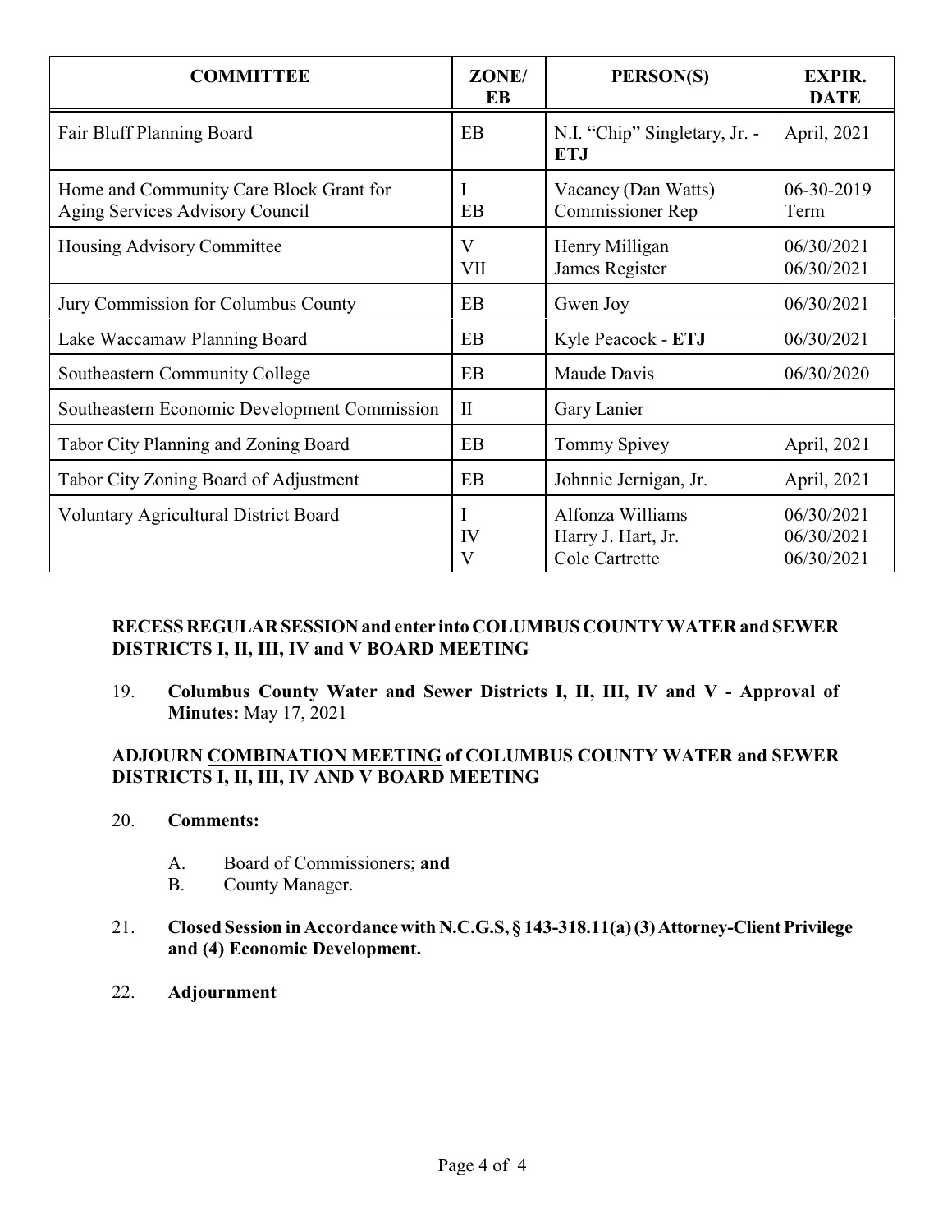| COMMITTEE | ZONE/ EB | PERSON(S) | EXPIR. DATE |
|---|---|---|---|
| Fair Bluff Planning Board | EB | N.I. "Chip" Singletary, Jr. - **ETJ** | April, 2021 |
| Home and Community Care Block Grant for Aging Services Advisory Council | I<br>EB | Vacancy (Dan Watts)<br>Commissioner Rep | 06-30-2019<br>Term |
| Housing Advisory Committee | V<br>VII | Henry Milligan<br>James Register | 06/30/2021<br>06/30/2021 |
| Jury Commission for Columbus County | EB | Gwen Joy | 06/30/2021 |
| Lake Waccamaw Planning Board | EB | Kyle Peacock - **ETJ** | 06/30/2021 |
| Southeastern Community College | EB | Maude Davis | 06/30/2020 |
| Southeastern Economic Development Commission | II | Gary Lanier | |
| Tabor City Planning and Zoning Board | EB | Tommy Spivey | April, 2021 |
| Tabor City Zoning Board of Adjustment | EB | Johnnie Jernigan, Jr. | April, 2021 |
| Voluntary Agricultural District Board | I<br>IV<br>V | Alfonza Williams<br>Harry J. Hart, Jr.<br>Cole Cartrette | 06/30/2021<br>06/30/2021<br>06/30/2021 |

**RECESS REGULAR SESSION and enter into COLUMBUS COUNTY WATER and SEWER DISTRICTS I, II, III, IV and V BOARD MEETING**

19. **Columbus County Water and Sewer Districts I, II, III, IV and V - Approval of Minutes:** May 17, 2021

**ADJOURN COMBINATION MEETING of COLUMBUS COUNTY WATER and SEWER DISTRICTS I, II, III, IV AND V BOARD MEETING**

20. **Comments:**

    A. Board of Commissioners; **and**
    B. County Manager.

21. **Closed Session in Accordance with N.C.G.S, § 143-318.11(a) (3) Attorney-Client Privilege and (4) Economic Development.**

22. **Adjournment**